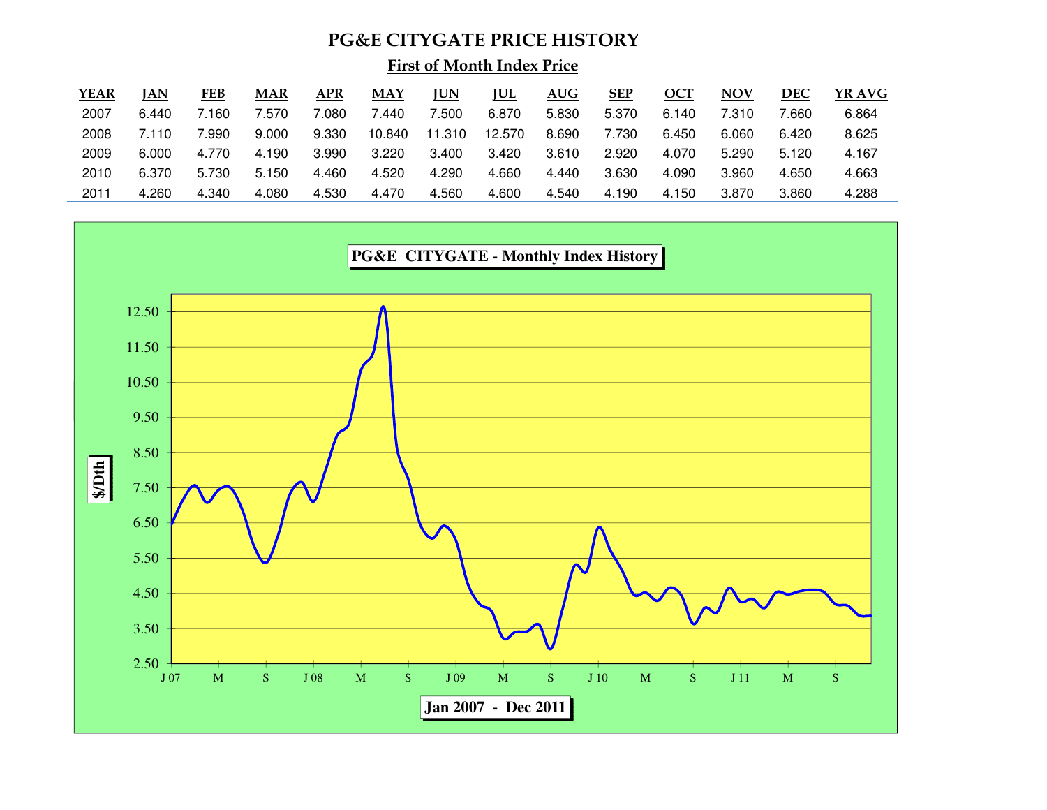# PG&E CITYGATE PRICE HISTORY

## First of Month Index Price

| YEAR | JAN | FEB | MAR | APR | MAY | JUN | JUL | AUG | SEP | OCT | NOV | DEC | YR AVG |
|---|---|---|---|---|---|---|---|---|---|---|---|---|---|
| 2007 | 6.440 | 7.160 | 7.570 | 7.080 | 7.440 | 7.500 | 6.870 | 5.830 | 5.370 | 6.140 | 7.310 | 7.660 | 6.864 |
| 2008 | 7.110 | 7.990 | 9.000 | 9.330 | 10.840 | 11.310 | 12.570 | 8.690 | 7.730 | 6.450 | 6.060 | 6.420 | 8.625 |
| 2009 | 6.000 | 4.770 | 4.190 | 3.990 | 3.220 | 3.400 | 3.420 | 3.610 | 2.920 | 4.070 | 5.290 | 5.120 | 4.167 |
| 2010 | 6.370 | 5.730 | 5.150 | 4.460 | 4.520 | 4.290 | 4.660 | 4.440 | 3.630 | 4.090 | 3.960 | 4.650 | 4.663 |
| 2011 | 4.260 | 4.340 | 4.080 | 4.530 | 4.470 | 4.560 | 4.600 | 4.540 | 4.190 | 4.150 | 3.870 | 3.860 | 4.288 |

**PG&E CITYGATE - Monthly Index History**

$/Dth

12.50, 11.50, 10.50, 9.50, 8.50, 7.50, 6.50, 5.50, 4.50, 3.50, 2.50

J 07, M, S, J 08, M, S, J 09, M, S, J 10, M, S, J 11, M, S

**Jan 2007 - Dec 2011**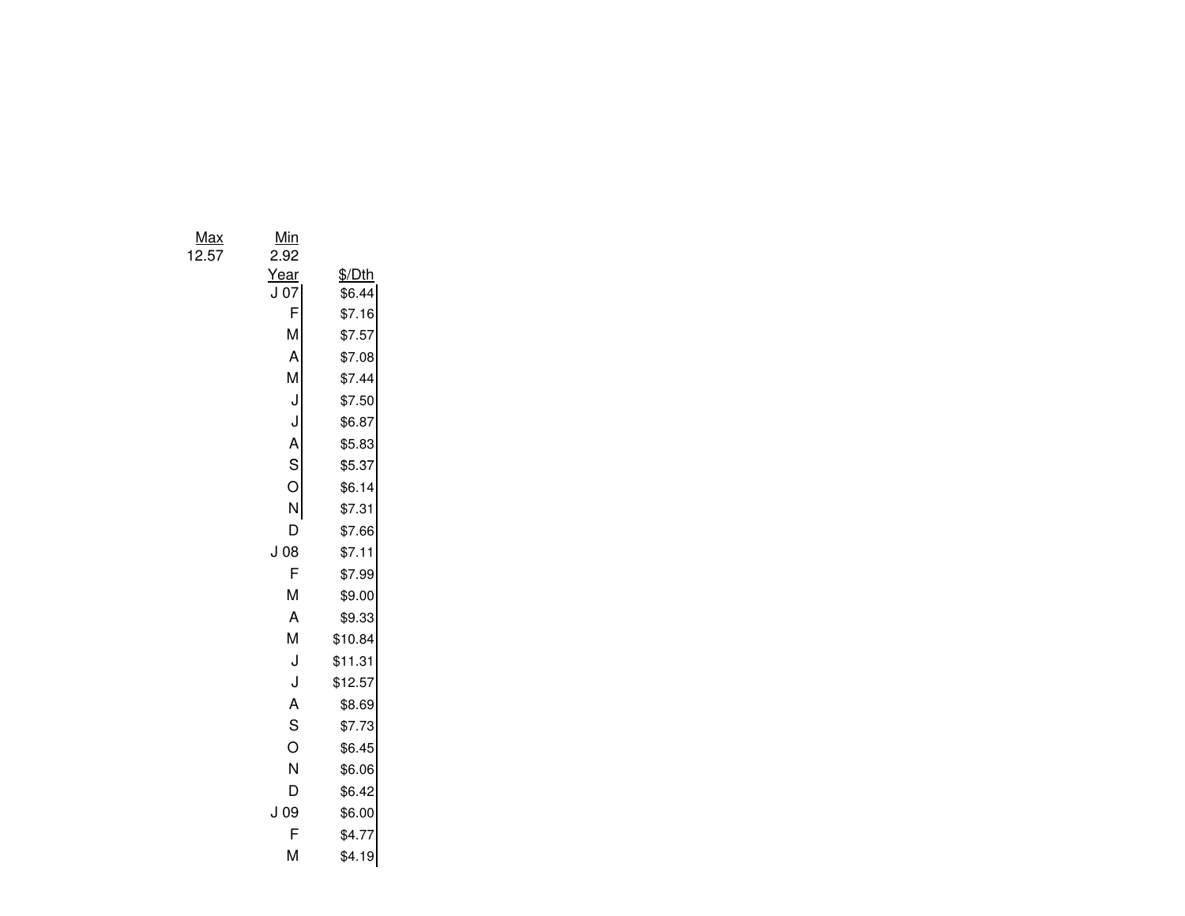| Max | Min |
| --- | --- |
| 12.57 | 2.92 |

| Year | $/Dth |
| --- | --- |
| J 07 | $6.44 |
| F | $7.16 |
| M | $7.57 |
| A | $7.08 |
| M | $7.44 |
| J | $7.50 |
| J | $6.87 |
| A | $5.83 |
| S | $5.37 |
| O | $6.14 |
| N | $7.31 |
| D | $7.66 |
| J 08 | $7.11 |
| F | $7.99 |
| M | $9.00 |
| A | $9.33 |
| M | $10.84 |
| J | $11.31 |
| J | $12.57 |
| A | $8.69 |
| S | $7.73 |
| O | $6.45 |
| N | $6.06 |
| D | $6.42 |
| J 09 | $6.00 |
| F | $4.77 |
| M | $4.19 |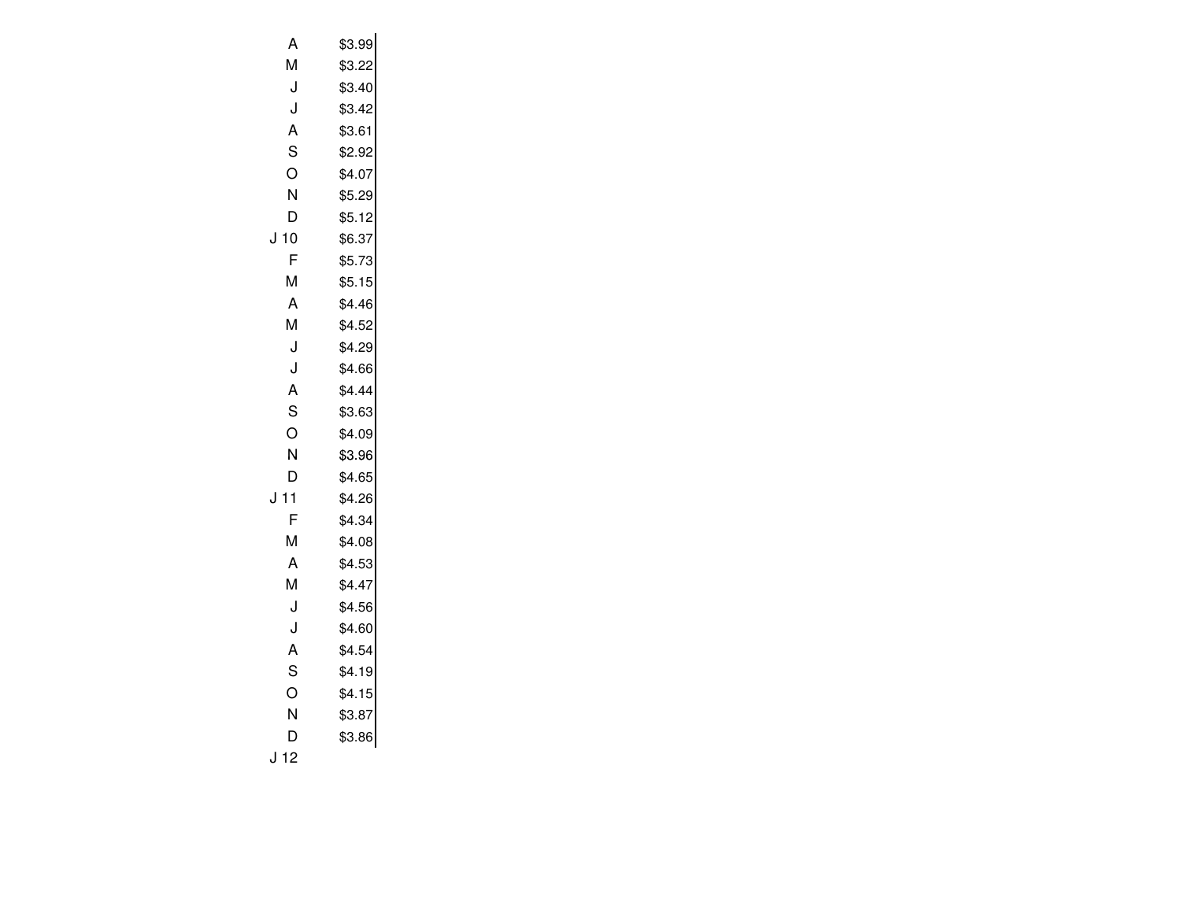| | |
|---|---|
| A | $3.99 |
| M | $3.22 |
| J | $3.40 |
| J | $3.42 |
| A | $3.61 |
| S | $2.92 |
| O | $4.07 |
| N | $5.29 |
| D | $5.12 |
| J 10 | $6.37 |
| F | $5.73 |
| M | $5.15 |
| A | $4.46 |
| M | $4.52 |
| J | $4.29 |
| J | $4.66 |
| A | $4.44 |
| S | $3.63 |
| O | $4.09 |
| N | $3.96 |
| D | $4.65 |
| J 11 | $4.26 |
| F | $4.34 |
| M | $4.08 |
| A | $4.53 |
| M | $4.47 |
| J | $4.56 |
| J | $4.60 |
| A | $4.54 |
| S | $4.19 |
| O | $4.15 |
| N | $3.87 |
| D | $3.86 |
| J 12 | |